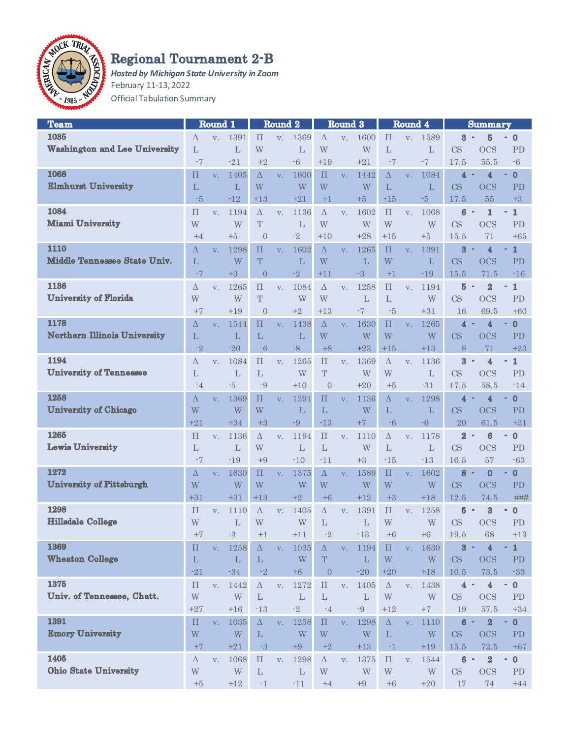# Regional Tournament 2-B

***Hosted by Michigan State University in Zoom***

February 11-13, 2022

Official Tabulation Summary

| Team | Round 1 | | | Round 2 | | | Round 3 | | | Round 4 | | | Summary | | |
|---|---|---|---|---|---|---|---|---|---|---|---|---|---|---|---|
| **1035** | Δ | v. | 1391 | Π | v. | 1369 | Δ | v. | 1600 | Π | v. | 1589 | **3 -** | **5** | **- 0** |
| **Washington and Lee University** | L | | L | W | | L | W | | W | L | | L | CS | OCS | PD |
| | -7 | | -21 | +2 | | -6 | +19 | | +21 | -7 | | -7 | 17.5 | 55.5 | -6 |
| **1068** | Π | v. | 1405 | Δ | v. | 1600 | Π | v. | 1442 | Δ | v. | 1084 | **4 -** | **4** | **- 0** |
| **Elmhurst University** | L | | L | W | | W | W | | W | L | | L | CS | OCS | PD |
| | -5 | | -12 | +13 | | +21 | +1 | | +5 | -15 | | -5 | 17.5 | 55 | +3 |
| **1084** | Π | v. | 1194 | Δ | v. | 1136 | Δ | v. | 1602 | Π | v. | 1068 | **6 -** | **1** | **- 1** |
| **Miami University** | W | | W | T | | L | W | | W | W | | W | CS | OCS | PD |
| | +4 | | +5 | 0 | | -2 | +10 | | +28 | +15 | | +5 | 15.5 | 71 | +65 |
| **1110** | Δ | v. | 1298 | Π | v. | 1602 | Δ | v. | 1265 | Π | v. | 1391 | **3 -** | **4** | **- 1** |
| **Middle Tennessee State Univ.** | L | | W | T | | L | W | | L | W | | L | CS | OCS | PD |
| | -7 | | +3 | 0 | | -2 | +11 | | -3 | +1 | | -19 | 15.5 | 71.5 | -16 |
| **1136** | Δ | v. | 1265 | Π | v. | 1084 | Δ | v. | 1258 | Π | v. | 1194 | **5 -** | **2** | **- 1** |
| **University of Florida** | W | | W | T | | W | W | | L | L | | W | CS | OCS | PD |
| | +7 | | +19 | 0 | | +2 | +13 | | -7 | -5 | | +31 | 16 | 69.5 | +60 |
| **1178** | Δ | v. | 1544 | Π | v. | 1438 | Δ | v. | 1630 | Π | v. | 1265 | **4 -** | **4** | **- 0** |
| **Northern Illinois University** | L | | L | L | | L | W | | W | W | | W | CS | OCS | PD |
| | -2 | | -20 | -6 | | -8 | +8 | | +23 | +15 | | +13 | 8 | 71 | +23 |
| **1194** | Δ | v. | 1084 | Π | v. | 1265 | Π | v. | 1369 | Δ | v. | 1136 | **3 -** | **4** | **- 1** |
| **University of Tennessee** | L | | L | L | | W | T | | W | W | | L | CS | OCS | PD |
| | -4 | | -5 | -9 | | +10 | 0 | | +20 | +5 | | -31 | 17.5 | 58.5 | -14 |
| **1258** | Δ | v. | 1369 | Π | v. | 1391 | Π | v. | 1136 | Δ | v. | 1298 | **4 -** | **4** | **- 0** |
| **University of Chicago** | W | | W | W | | L | L | | W | L | | L | CS | OCS | PD |
| | +21 | | +34 | +3 | | -9 | -13 | | +7 | -6 | | -6 | 20 | 61.5 | +31 |
| **1265** | Π | v. | 1136 | Δ | v. | 1194 | Π | v. | 1110 | Δ | v. | 1178 | **2 -** | **6** | **- 0** |
| **Lewis University** | L | | L | W | | L | L | | W | L | | L | CS | OCS | PD |
| | -7 | | -19 | +9 | | -10 | -11 | | +3 | -15 | | -13 | 16.5 | 57 | -63 |
| **1272** | Δ | v. | 1630 | Π | v. | 1375 | Δ | v. | 1589 | Π | v. | 1602 | **8 -** | **0** | **- 0** |
| **University of Pittsburgh** | W | | W | W | | W | W | | W | W | | W | CS | OCS | PD |
| | +31 | | +31 | +13 | | +2 | +6 | | +12 | +3 | | +18 | 12.5 | 74.5 | ### |
| **1298** | Π | v. | 1110 | Δ | v. | 1405 | Δ | v. | 1391 | Π | v. | 1258 | **5 -** | **3** | **- 0** |
| **Hillsdale College** | W | | L | W | | W | L | | L | W | | W | CS | OCS | PD |
| | +7 | | -3 | +1 | | +11 | -2 | | -13 | +6 | | +6 | 19.5 | 68 | +13 |
| **1369** | Π | v. | 1258 | Δ | v. | 1035 | Δ | v. | 1194 | Π | v. | 1630 | **3 -** | **4** | **- 1** |
| **Wheaton College** | L | | L | L | | W | T | | L | W | | W | CS | OCS | PD |
| | -21 | | -34 | -2 | | +6 | 0 | | -20 | +20 | | +18 | 10.5 | 73.5 | -33 |
| **1375** | Π | v. | 1442 | Δ | v. | 1272 | Π | v. | 1405 | Δ | v. | 1438 | **4 -** | **4** | **- 0** |
| **Univ. of Tennessee, Chatt.** | W | | W | L | | L | L | | L | W | | W | CS | OCS | PD |
| | +27 | | +16 | -13 | | -2 | -4 | | -9 | +12 | | +7 | 19 | 57.5 | +34 |
| **1391** | Π | v. | 1035 | Δ | v. | 1258 | Π | v. | 1298 | Δ | v. | 1110 | **6 -** | **2** | **- 0** |
| **Emory University** | W | | W | L | | W | W | | W | L | | W | CS | OCS | PD |
| | +7 | | +21 | -3 | | +9 | +2 | | +13 | -1 | | +19 | 15.5 | 72.5 | +67 |
| **1405** | Δ | v. | 1068 | Π | v. | 1298 | Δ | v. | 1375 | Π | v. | 1544 | **6 -** | **2** | **- 0** |
| **Ohio State University** | W | | W | L | | L | W | | W | W | | W | CS | OCS | PD |
| | +5 | | +12 | -1 | | -11 | +4 | | +9 | +6 | | +20 | 17 | 74 | +44 |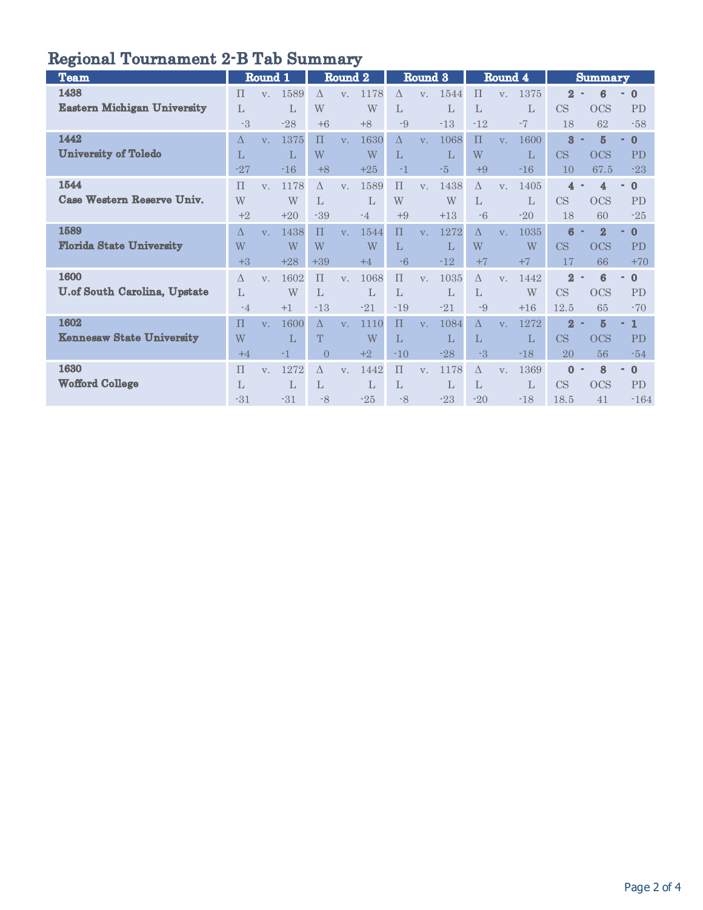# Regional Tournament 2-B Tab Summary

| Team | Round 1 | | | Round 2 | | | Round 3 | | | Round 4 | | | Summary | | |
|---|---|---|---|---|---|---|---|---|---|---|---|---|---|---|---|
| **1438** | Π | v. | 1589 | Δ | v. | 1178 | Δ | v. | 1544 | Π | v. | 1375 | **2** - | **6** | - **0** |
| **Eastern Michigan University** | L | | L | W | | W | L | | L | L | | L | CS | OCS | PD |
| | -3 | | -28 | +6 | | +8 | -9 | | -13 | -12 | | -7 | 18 | 62 | -58 |
| **1442** | Δ | v. | 1375 | Π | v. | 1630 | Δ | v. | 1068 | Π | v. | 1600 | **3** - | **5** | - **0** |
| **University of Toledo** | L | | L | W | | W | L | | L | W | | L | CS | OCS | PD |
| | -27 | | -16 | +8 | | +25 | -1 | | -5 | +9 | | -16 | 10 | 67.5 | -23 |
| **1544** | Π | v. | 1178 | Δ | v. | 1589 | Π | v. | 1438 | Δ | v. | 1405 | **4** - | **4** | - **0** |
| **Case Western Reserve Univ.** | W | | W | L | | L | W | | W | L | | L | CS | OCS | PD |
| | +2 | | +20 | -39 | | -4 | +9 | | +13 | -6 | | -20 | 18 | 60 | -25 |
| **1589** | Δ | v. | 1438 | Π | v. | 1544 | Π | v. | 1272 | Δ | v. | 1035 | **6** - | **2** | - **0** |
| **Florida State University** | W | | W | W | | W | L | | L | W | | W | CS | OCS | PD |
| | +3 | | +28 | +39 | | +4 | -6 | | -12 | +7 | | +7 | 17 | 66 | +70 |
| **1600** | Δ | v. | 1602 | Π | v. | 1068 | Π | v. | 1035 | Δ | v. | 1442 | **2** - | **6** | - **0** |
| **U.of South Carolina, Upstate** | L | | W | L | | L | L | | L | L | | W | CS | OCS | PD |
| | -4 | | +1 | -13 | | -21 | -19 | | -21 | -9 | | +16 | 12.5 | 65 | -70 |
| **1602** | Π | v. | 1600 | Δ | v. | 1110 | Π | v. | 1084 | Δ | v. | 1272 | **2** - | **5** | - **1** |
| **Kennesaw State University** | W | | L | T | | W | L | | L | L | | L | CS | OCS | PD |
| | +4 | | -1 | 0 | | +2 | -10 | | -28 | -3 | | -18 | 20 | 56 | -54 |
| **1630** | Π | v. | 1272 | Δ | v. | 1442 | Π | v. | 1178 | Δ | v. | 1369 | **0** - | **8** | - **0** |
| **Wofford College** | L | | L | L | | L | L | | L | L | | L | CS | OCS | PD |
| | -31 | | -31 | -8 | | -25 | -8 | | -23 | -20 | | -18 | 18.5 | 41 | -164 |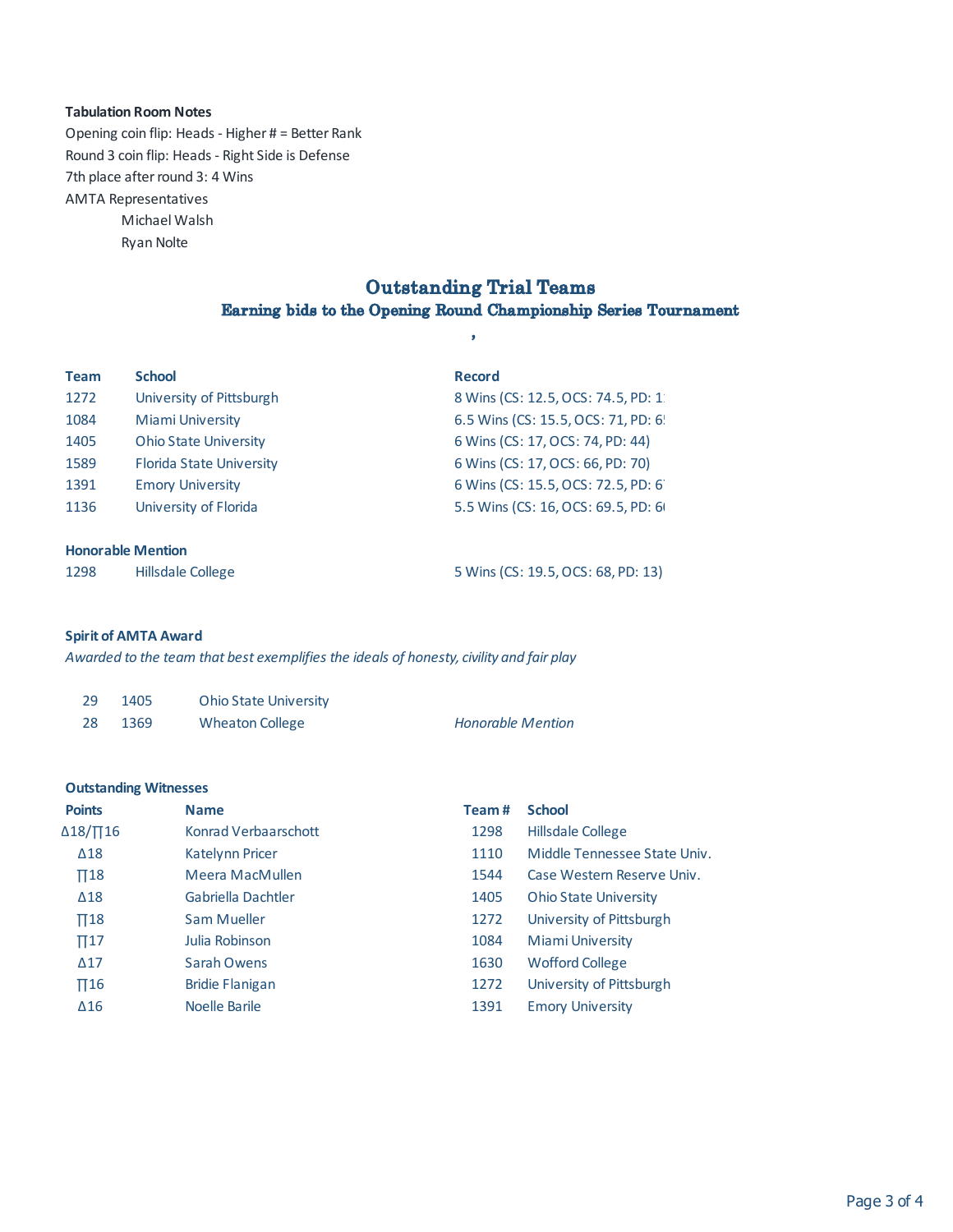**Tabulation Room Notes**

Opening coin flip: Heads - Higher # = Better Rank

Round 3 coin flip: Heads - Right Side is Defense

7th place after round 3: 4 Wins

AMTA Representatives

Michael Walsh

Ryan Nolte

## Outstanding Trial Teams

### Earning bids to the Opening Round Championship Series Tournament

,

| Team | School | Record |
|---|---|---|
| 1272 | University of Pittsburgh | 8 Wins (CS: 12.5, OCS: 74.5, PD: 1 |
| 1084 | Miami University | 6.5 Wins (CS: 15.5, OCS: 71, PD: 6 |
| 1405 | Ohio State University | 6 Wins (CS: 17, OCS: 74, PD: 44) |
| 1589 | Florida State University | 6 Wins (CS: 17, OCS: 66, PD: 70) |
| 1391 | Emory University | 6 Wins (CS: 15.5, OCS: 72.5, PD: 6 |
| 1136 | University of Florida | 5.5 Wins (CS: 16, OCS: 69.5, PD: 6 |

**Honorable Mention**

| | | |
|---|---|---|
| 1298 | Hillsdale College | 5 Wins (CS: 19.5, OCS: 68, PD: 13) |

**Spirit of AMTA Award**

*Awarded to the team that best exemplifies the ideals of honesty, civility and fair play*

| | | | |
|---|---|---|---|
| 29 | 1405 | Ohio State University | |
| 28 | 1369 | Wheaton College | *Honorable Mention* |

**Outstanding Witnesses**

| Points | Name | Team # | School |
|---|---|---|---|
| Δ18/∏16 | Konrad Verbaarschott | 1298 | Hillsdale College |
| Δ18 | Katelynn Pricer | 1110 | Middle Tennessee State Univ. |
| ∏18 | Meera MacMullen | 1544 | Case Western Reserve Univ. |
| Δ18 | Gabriella Dachtler | 1405 | Ohio State University |
| ∏18 | Sam Mueller | 1272 | University of Pittsburgh |
| ∏17 | Julia Robinson | 1084 | Miami University |
| Δ17 | Sarah Owens | 1630 | Wofford College |
| ∏16 | Bridie Flanigan | 1272 | University of Pittsburgh |
| Δ16 | Noelle Barile | 1391 | Emory University |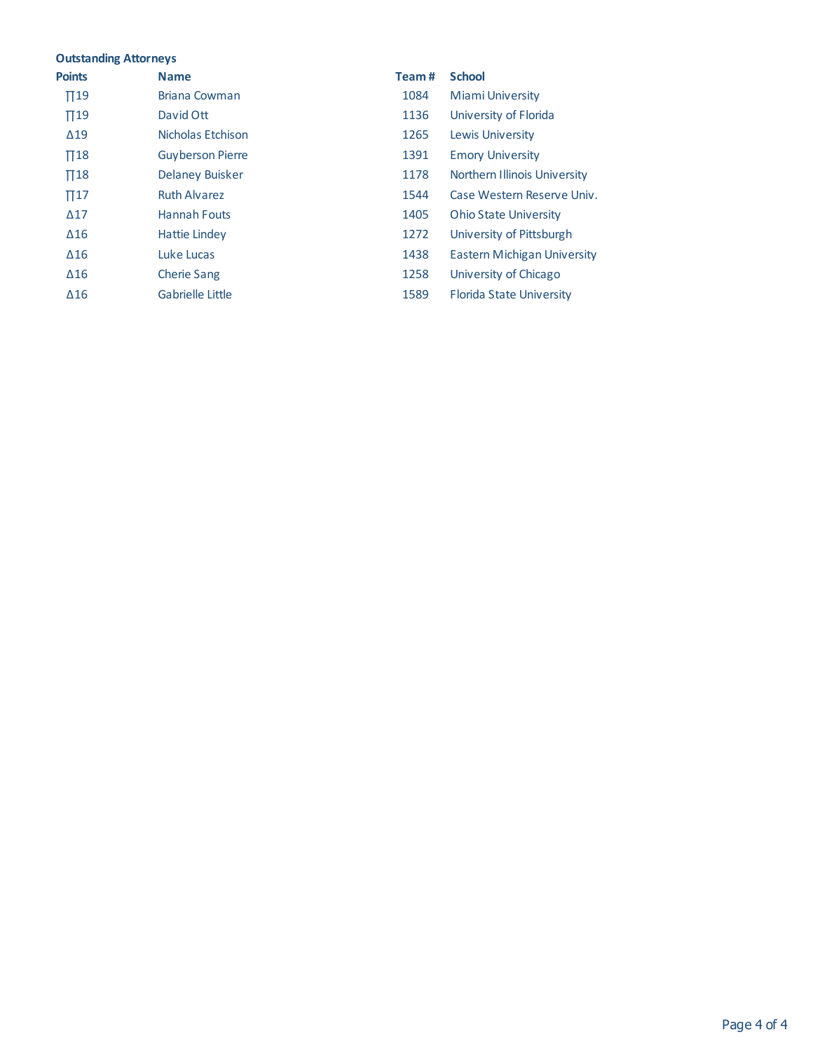**Outstanding Attorneys**

| Points | Name | Team # | School |
|---|---|---|---|
| ∏19 | Briana Cowman | 1084 | Miami University |
| ∏19 | David Ott | 1136 | University of Florida |
| Δ19 | Nicholas Etchison | 1265 | Lewis University |
| ∏18 | Guyberson Pierre | 1391 | Emory University |
| ∏18 | Delaney Buisker | 1178 | Northern Illinois University |
| ∏17 | Ruth Alvarez | 1544 | Case Western Reserve Univ. |
| Δ17 | Hannah Fouts | 1405 | Ohio State University |
| Δ16 | Hattie Lindey | 1272 | University of Pittsburgh |
| Δ16 | Luke Lucas | 1438 | Eastern Michigan University |
| Δ16 | Cherie Sang | 1258 | University of Chicago |
| Δ16 | Gabrielle Little | 1589 | Florida State University |